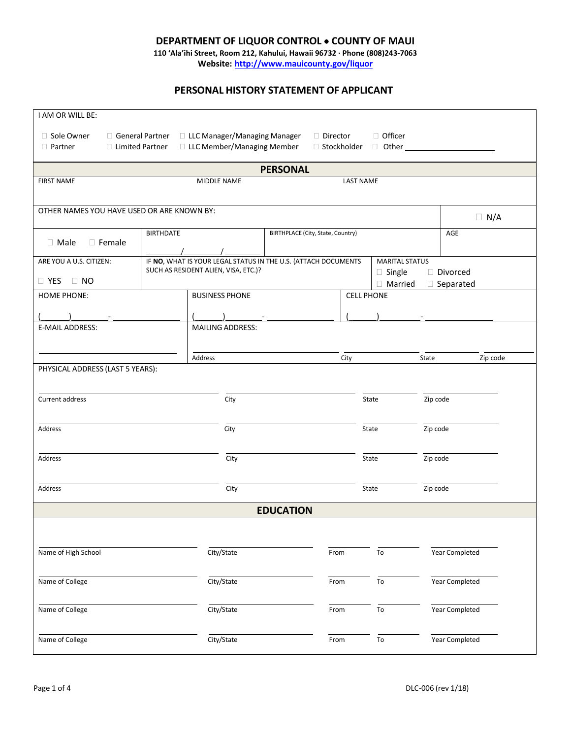# DEPARTMENT OF LIQUOR CONTROL • COUNTY OF MAUI

**110 'Ala'ihi Street, Room 212, Kahului, Hawaii 96732 · Phone (808)243-7063**

**Website: http://www.mauicounty.gov/liquor**

## PERSONAL HISTORY STATEMENT OF APPLICANT

I AM OR WILL BE:

☐ Sole Owner ☐ General Partner ☐ LLC Manager/Managing Manager ☐ Director ☐ Officer
☐ Partner ☐ Limited Partner ☐ LLC Member/Managing Member ☐ Stockholder ☐ Other ____________________

### PERSONAL

| FIRST NAME | MIDDLE NAME | LAST NAME |
|---|---|---|
| | | |

OTHER NAMES YOU HAVE USED OR ARE KNOWN BY: ☐ N/A

| ☐ Male ☐ Female | BIRTHDATE ______/______/______ | BIRTHPLACE (City, State, Country) | AGE |
|---|---|---|---|

| ARE YOU A U.S. CITIZEN: ☐ YES ☐ NO | IF **NO**, WHAT IS YOUR LEGAL STATUS IN THE U.S. (ATTACH DOCUMENTS SUCH AS RESIDENT ALIEN, VISA, ETC.)? | MARITAL STATUS ☐ Single ☐ Divorced ☐ Married ☐ Separated |
|---|---|---|

| HOME PHONE: | BUSINESS PHONE | CELL PHONE |
|---|---|---|
| (_____)_______-__________ | (_____)_______-__________ | (_____)_______-__________ |

| E-MAIL ADDRESS: | MAILING ADDRESS: | | | |
|---|---|---|---|---|
| | Address | City | State | Zip code |

PHYSICAL ADDRESS (LAST 5 YEARS):

| Current address | City | State | Zip code |
|---|---|---|---|
| Address | City | State | Zip code |
| Address | City | State | Zip code |
| Address | City | State | Zip code |

### EDUCATION

| Name of High School | City/State | From | To | Year Completed |
|---|---|---|---|---|
| Name of College | City/State | From | To | Year Completed |
| Name of College | City/State | From | To | Year Completed |
| Name of College | City/State | From | To | Year Completed |

DLC-006 (rev 1/18)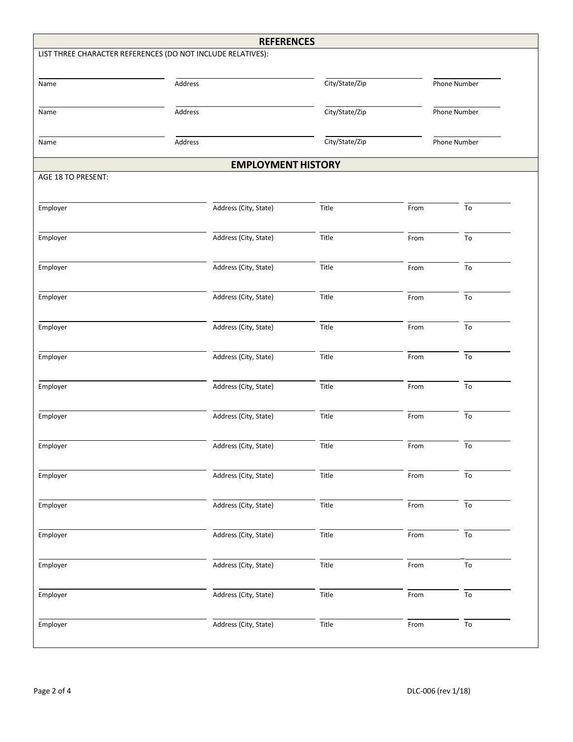## REFERENCES

LIST THREE CHARACTER REFERENCES (DO NOT INCLUDE RELATIVES):

| Name | Address | City/State/Zip | Phone Number |
|---|---|---|---|
| | | | |
| | | | |
| | | | |

## EMPLOYMENT HISTORY

AGE 18 TO PRESENT:

| Employer | Address (City, State) | Title | From | To |
|---|---|---|---|---|
| | | | | |
| | | | | |
| | | | | |
| | | | | |
| | | | | |
| | | | | |
| | | | | |
| | | | | |
| | | | | |
| | | | | |
| | | | | |
| | | | | |
| | | | | |
| | | | | |
| | | | | |

DLC-006 (rev 1/18)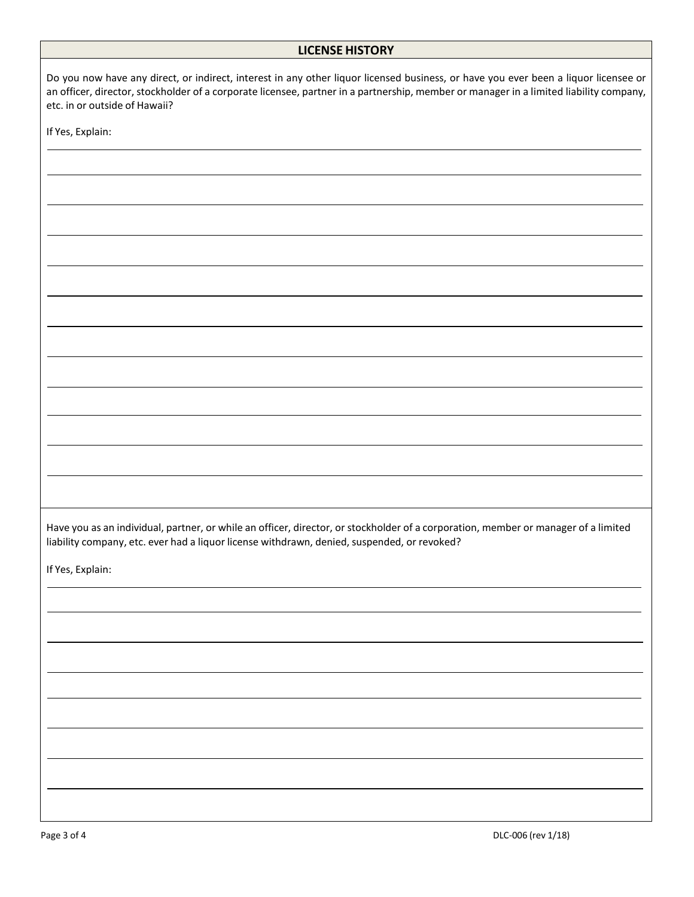## LICENSE HISTORY

Do you now have any direct, or indirect, interest in any other liquor licensed business, or have you ever been a liquor licensee or an officer, director, stockholder of a corporate licensee, partner in a partnership, member or manager in a limited liability company, etc. in or outside of Hawaii?

If Yes, Explain:

Have you as an individual, partner, or while an officer, director, or stockholder of a corporation, member or manager of a limited liability company, etc. ever had a liquor license withdrawn, denied, suspended, or revoked?

If Yes, Explain:

DLC-006 (rev 1/18)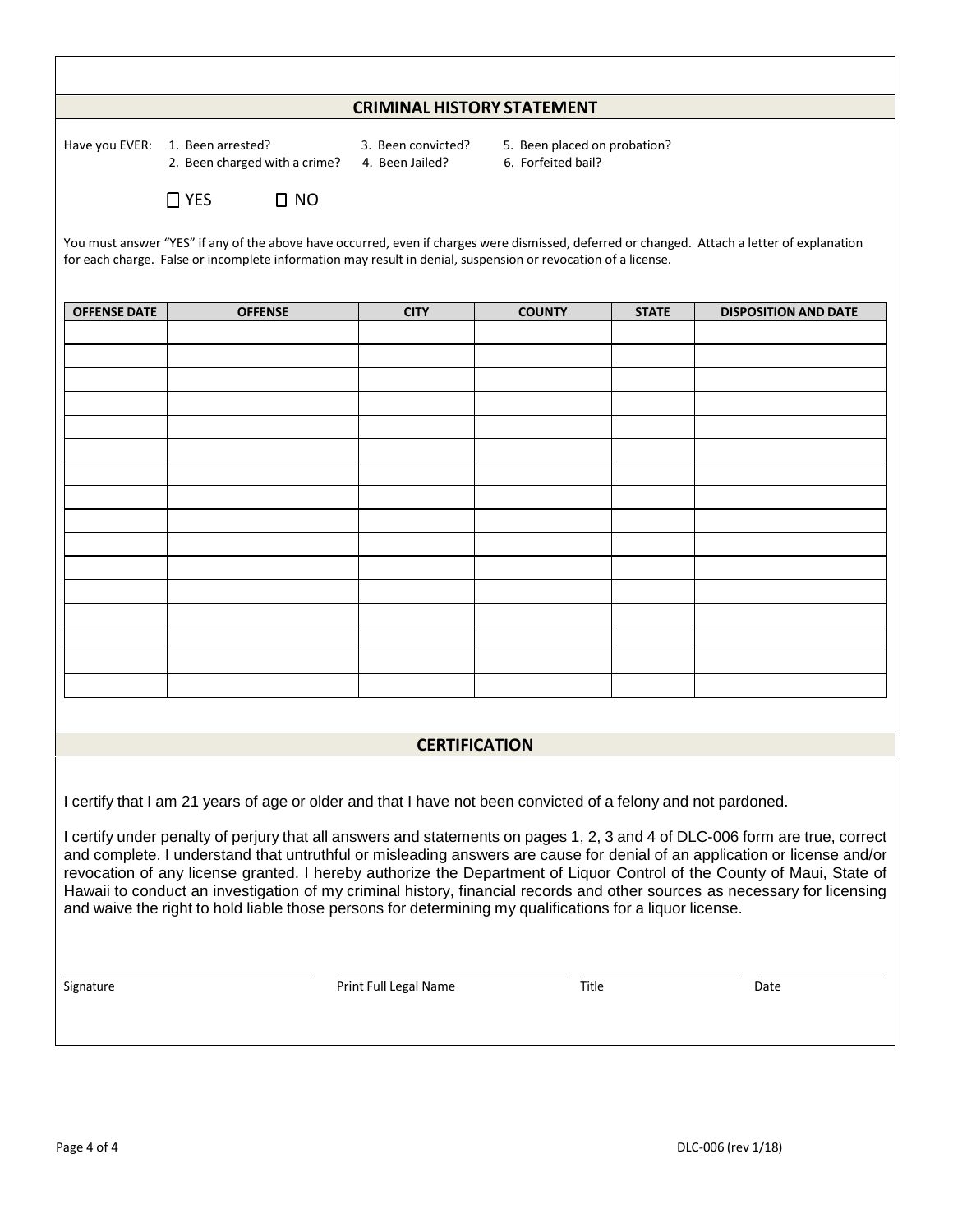## CRIMINAL HISTORY STATEMENT

Have you EVER:

1. Been arrested?
2. Been charged with a crime?
3. Been convicted?
4. Been Jailed?
5. Been placed on probation?
6. Forfeited bail?

☐ YES ☐ NO

You must answer "YES" if any of the above have occurred, even if charges were dismissed, deferred or changed. Attach a letter of explanation for each charge. False or incomplete information may result in denial, suspension or revocation of a license.

| OFFENSE DATE | OFFENSE | CITY | COUNTY | STATE | DISPOSITION AND DATE |
|---|---|---|---|---|---|
| | | | | | |
| | | | | | |
| | | | | | |
| | | | | | |
| | | | | | |
| | | | | | |
| | | | | | |
| | | | | | |
| | | | | | |
| | | | | | |
| | | | | | |
| | | | | | |
| | | | | | |
| | | | | | |
| | | | | | |
| | | | | | |

## CERTIFICATION

I certify that I am 21 years of age or older and that I have not been convicted of a felony and not pardoned.

I certify under penalty of perjury that all answers and statements on pages 1, 2, 3 and 4 of DLC-006 form are true, correct and complete. I understand that untruthful or misleading answers are cause for denial of an application or license and/or revocation of any license granted. I hereby authorize the Department of Liquor Control of the County of Maui, State of Hawaii to conduct an investigation of my criminal history, financial records and other sources as necessary for licensing and waive the right to hold liable those persons for determining my qualifications for a liquor license.

Signature ______________________ Print Full Legal Name ______________________ Title ______________ Date ______________

DLC-006 (rev 1/18)